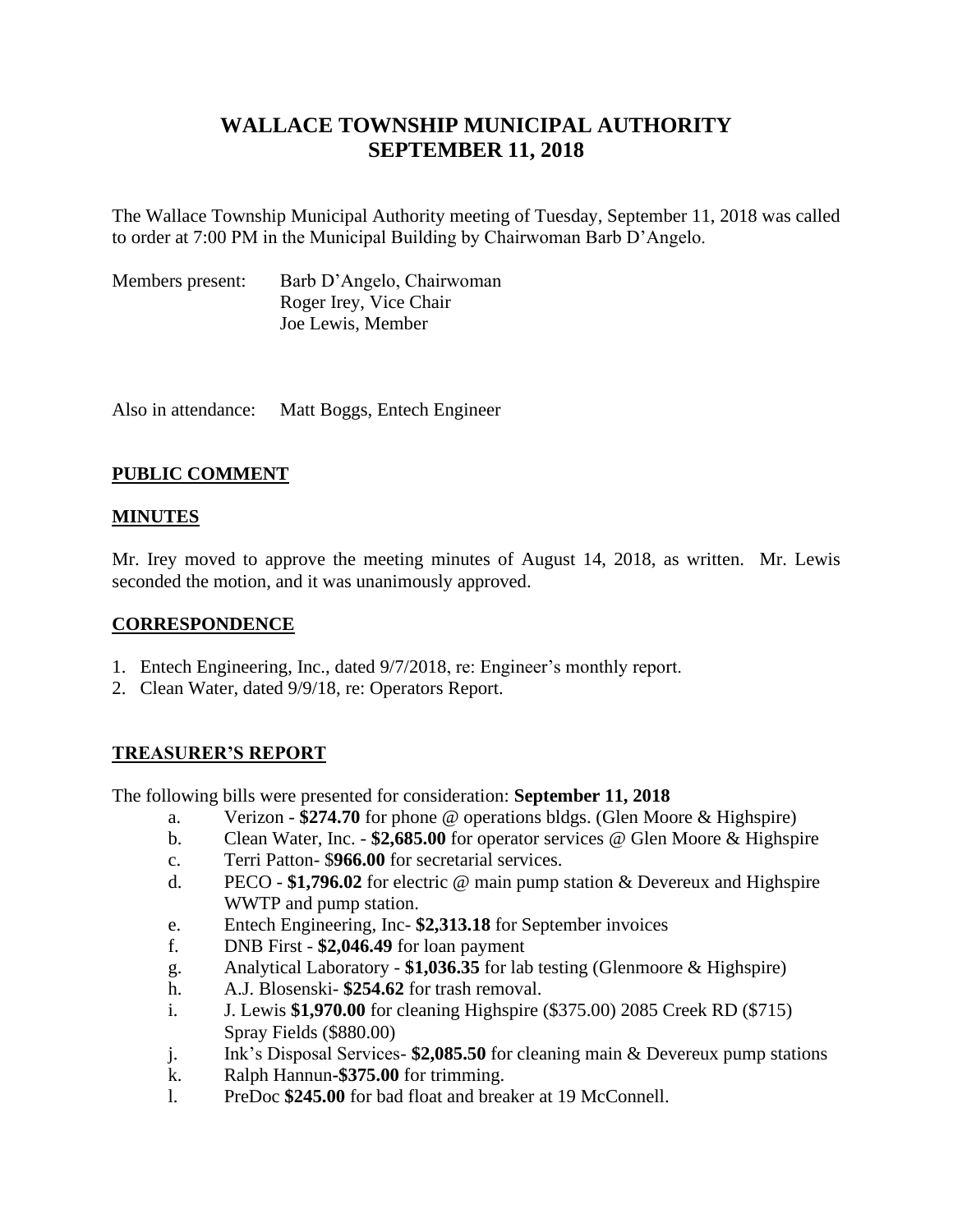# WALLACE TOWNSHIP MUNICIPAL AUTHORITY
# SEPTEMBER 11, 2018

The Wallace Township Municipal Authority meeting of Tuesday, September 11, 2018 was called to order at 7:00 PM in the Municipal Building by Chairwoman Barb D'Angelo.

Members present: Barb D'Angelo, Chairwoman
Roger Irey, Vice Chair
Joe Lewis, Member

Also in attendance: Matt Boggs, Entech Engineer

## PUBLIC COMMENT

## MINUTES

Mr. Irey moved to approve the meeting minutes of August 14, 2018, as written. Mr. Lewis seconded the motion, and it was unanimously approved.

## CORRESPONDENCE

1. Entech Engineering, Inc., dated 9/7/2018, re: Engineer's monthly report.
2. Clean Water, dated 9/9/18, re: Operators Report.

## TREASURER'S REPORT

The following bills were presented for consideration: **September 11, 2018**

a. Verizon - **$274.70** for phone @ operations bldgs. (Glen Moore & Highspire)
b. Clean Water, Inc. - **$2,685.00** for operator services @ Glen Moore & Highspire
c. Terri Patton- $**966.00** for secretarial services.
d. PECO - **$1,796.02** for electric @ main pump station & Devereux and Highspire WWTP and pump station.
e. Entech Engineering, Inc- **$2,313.18** for September invoices
f. DNB First - **$2,046.49** for loan payment
g. Analytical Laboratory - **$1,036.35** for lab testing (Glenmoore & Highspire)
h. A.J. Blosenski- **$254.62** for trash removal.
i. J. Lewis **$1,970.00** for cleaning Highspire ($375.00) 2085 Creek RD ($715) Spray Fields ($880.00)
j. Ink's Disposal Services- **$2,085.50** for cleaning main & Devereux pump stations
k. Ralph Hannun-**$375.00** for trimming.
l. PreDoc **$245.00** for bad float and breaker at 19 McConnell.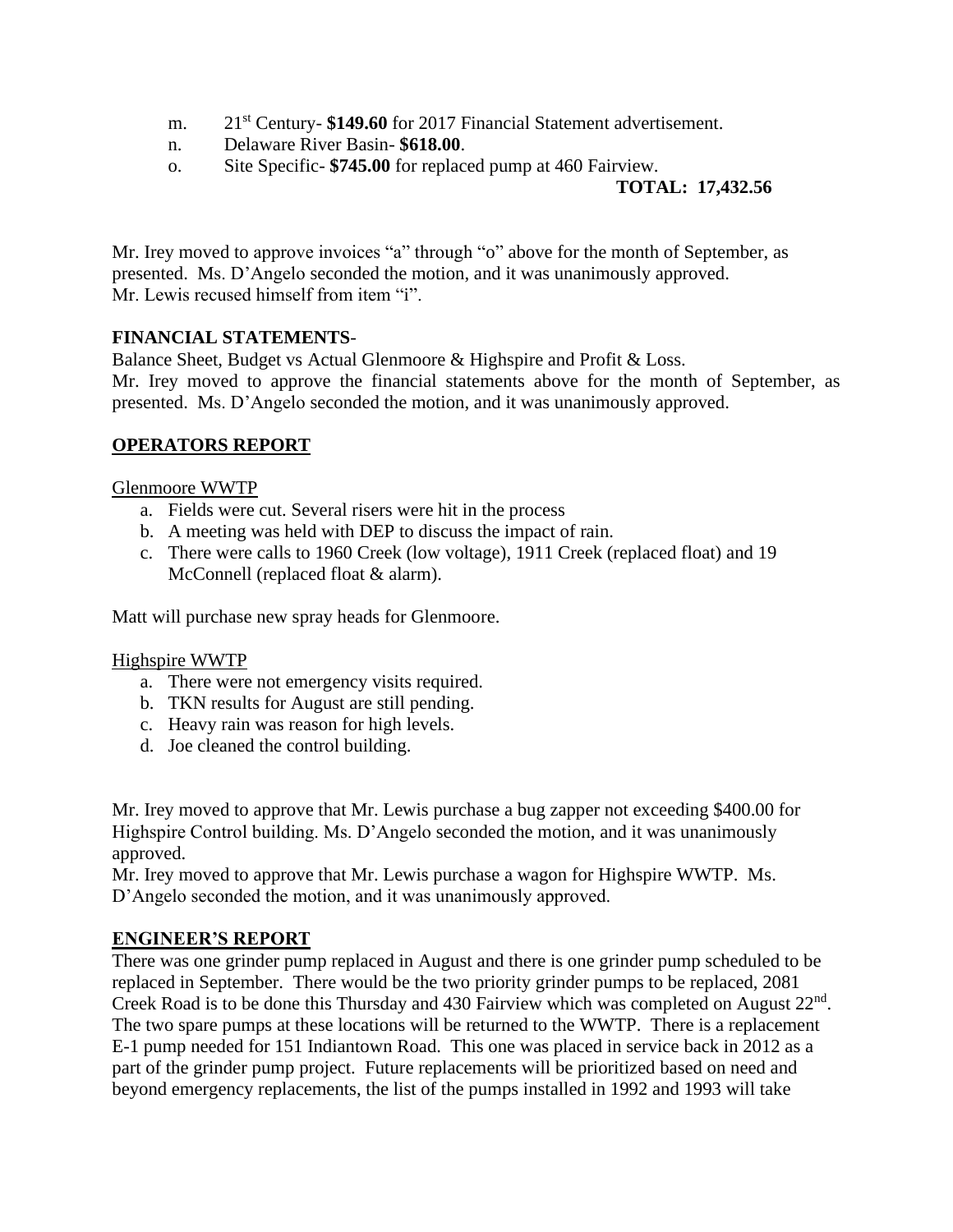m. 21st Century- **$149.60** for 2017 Financial Statement advertisement.
n. Delaware River Basin- **$618.00**.
o. Site Specific- **$745.00** for replaced pump at 460 Fairview.

**TOTAL: 17,432.56**

Mr. Irey moved to approve invoices "a" through "o" above for the month of September, as presented. Ms. D'Angelo seconded the motion, and it was unanimously approved. Mr. Lewis recused himself from item "i".

**FINANCIAL STATEMENTS**-

Balance Sheet, Budget vs Actual Glenmoore & Highspire and Profit & Loss.
Mr. Irey moved to approve the financial statements above for the month of September, as presented. Ms. D'Angelo seconded the motion, and it was unanimously approved.

## OPERATORS REPORT

Glenmoore WWTP

a. Fields were cut. Several risers were hit in the process
b. A meeting was held with DEP to discuss the impact of rain.
c. There were calls to 1960 Creek (low voltage), 1911 Creek (replaced float) and 19 McConnell (replaced float & alarm).

Matt will purchase new spray heads for Glenmoore.

Highspire WWTP

a. There were not emergency visits required.
b. TKN results for August are still pending.
c. Heavy rain was reason for high levels.
d. Joe cleaned the control building.

Mr. Irey moved to approve that Mr. Lewis purchase a bug zapper not exceeding $400.00 for Highspire Control building. Ms. D'Angelo seconded the motion, and it was unanimously approved.
Mr. Irey moved to approve that Mr. Lewis purchase a wagon for Highspire WWTP. Ms. D'Angelo seconded the motion, and it was unanimously approved.

## ENGINEER'S REPORT

There was one grinder pump replaced in August and there is one grinder pump scheduled to be replaced in September. There would be the two priority grinder pumps to be replaced, 2081 Creek Road is to be done this Thursday and 430 Fairview which was completed on August 22nd. The two spare pumps at these locations will be returned to the WWTP. There is a replacement E-1 pump needed for 151 Indiantown Road. This one was placed in service back in 2012 as a part of the grinder pump project. Future replacements will be prioritized based on need and beyond emergency replacements, the list of the pumps installed in 1992 and 1993 will take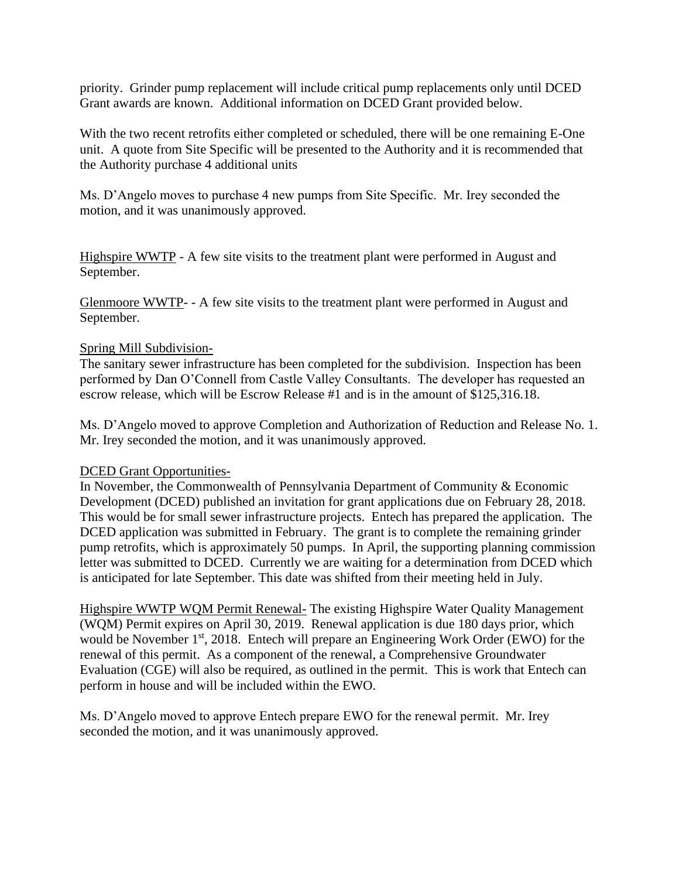priority. Grinder pump replacement will include critical pump replacements only until DCED Grant awards are known. Additional information on DCED Grant provided below.

With the two recent retrofits either completed or scheduled, there will be one remaining E-One unit. A quote from Site Specific will be presented to the Authority and it is recommended that the Authority purchase 4 additional units

Ms. D'Angelo moves to purchase 4 new pumps from Site Specific. Mr. Irey seconded the motion, and it was unanimously approved.

<u>Highspire WWTP</u> - A few site visits to the treatment plant were performed in August and September.

<u>Glenmoore WWTP</u>- - A few site visits to the treatment plant were performed in August and September.

<u>Spring Mill Subdivision-</u>

The sanitary sewer infrastructure has been completed for the subdivision. Inspection has been performed by Dan O'Connell from Castle Valley Consultants. The developer has requested an escrow release, which will be Escrow Release #1 and is in the amount of $125,316.18.

Ms. D'Angelo moved to approve Completion and Authorization of Reduction and Release No. 1. Mr. Irey seconded the motion, and it was unanimously approved.

<u>DCED Grant Opportunities-</u>

In November, the Commonwealth of Pennsylvania Department of Community & Economic Development (DCED) published an invitation for grant applications due on February 28, 2018. This would be for small sewer infrastructure projects. Entech has prepared the application. The DCED application was submitted in February. The grant is to complete the remaining grinder pump retrofits, which is approximately 50 pumps. In April, the supporting planning commission letter was submitted to DCED. Currently we are waiting for a determination from DCED which is anticipated for late September. This date was shifted from their meeting held in July.

<u>Highspire WWTP WQM Permit Renewal-</u> The existing Highspire Water Quality Management (WQM) Permit expires on April 30, 2019. Renewal application is due 180 days prior, which would be November 1st, 2018. Entech will prepare an Engineering Work Order (EWO) for the renewal of this permit. As a component of the renewal, a Comprehensive Groundwater Evaluation (CGE) will also be required, as outlined in the permit. This is work that Entech can perform in house and will be included within the EWO.

Ms. D'Angelo moved to approve Entech prepare EWO for the renewal permit. Mr. Irey seconded the motion, and it was unanimously approved.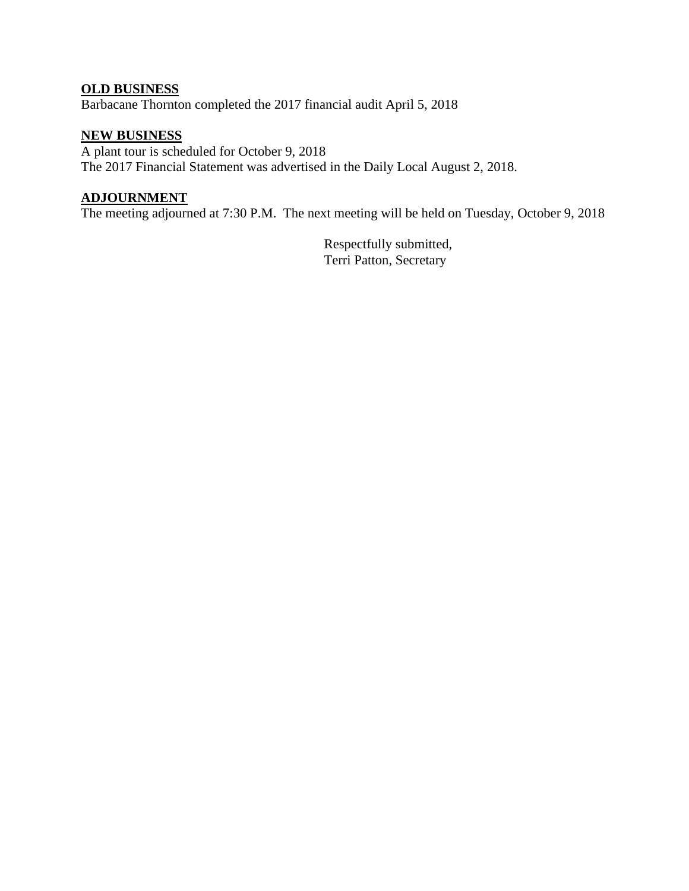**OLD BUSINESS**

Barbacane Thornton completed the 2017 financial audit April 5, 2018

**NEW BUSINESS**

A plant tour is scheduled for October 9, 2018
The 2017 Financial Statement was advertised in the Daily Local August 2, 2018.

**ADJOURNMENT**

The meeting adjourned at 7:30 P.M. The next meeting will be held on Tuesday, October 9, 2018

Respectfully submitted,
Terri Patton, Secretary